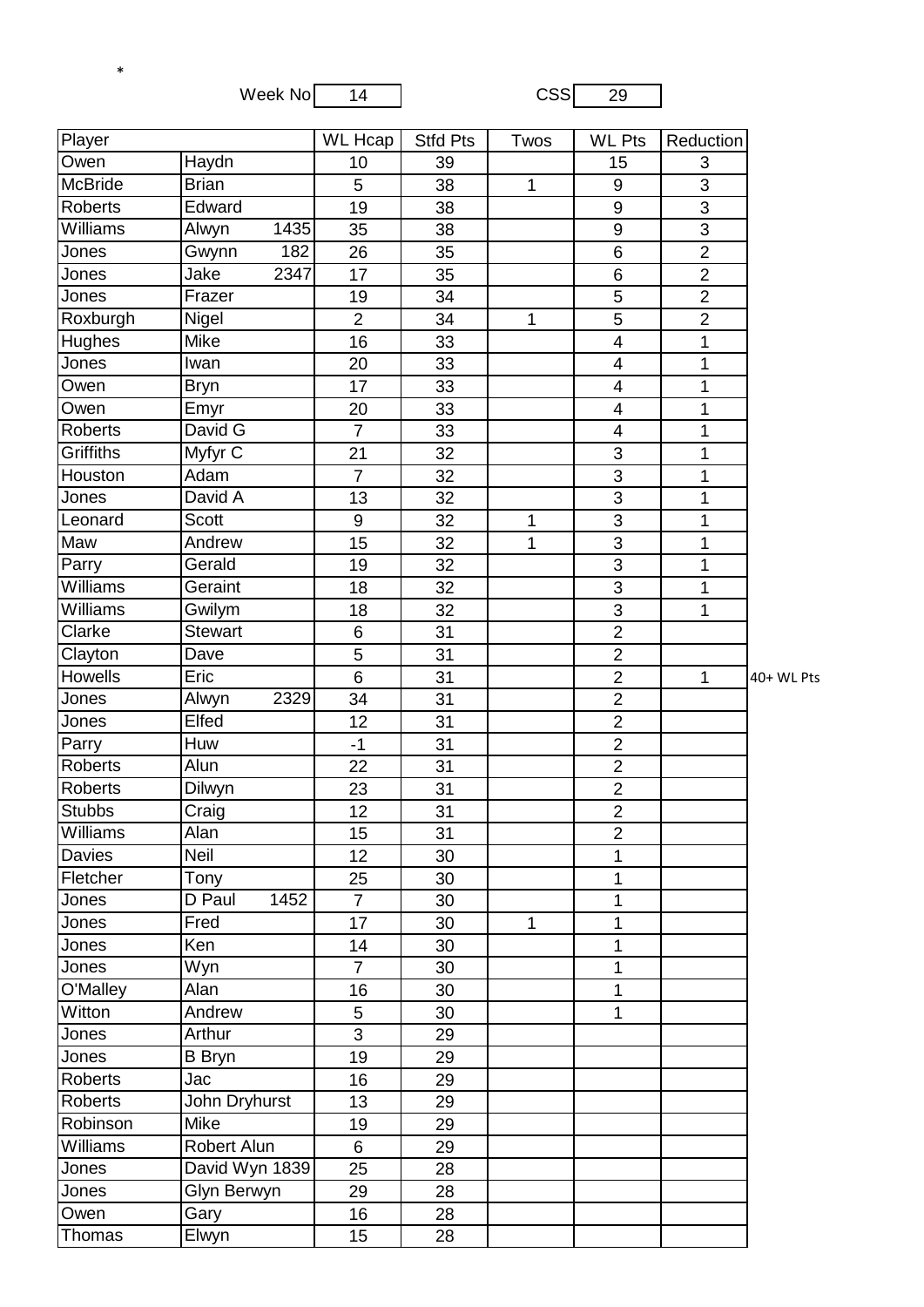*

Week No 14 CSS 29

| Player | | WL Hcap | Stfd Pts | Twos | WL Pts | Reduction | |
|---|---|---|---|---|---|---|---|
| Owen | Haydn | 10 | 39 | | 15 | 3 | |
| McBride | Brian | 5 | 38 | 1 | 9 | 3 | |
| Roberts | Edward | 19 | 38 | | 9 | 3 | |
| Williams | Alwyn 1435 | 35 | 38 | | 9 | 3 | |
| Jones | Gwynn 182 | 26 | 35 | | 6 | 2 | |
| Jones | Jake 2347 | 17 | 35 | | 6 | 2 | |
| Jones | Frazer | 19 | 34 | | 5 | 2 | |
| Roxburgh | Nigel | 2 | 34 | 1 | 5 | 2 | |
| Hughes | Mike | 16 | 33 | | 4 | 1 | |
| Jones | Iwan | 20 | 33 | | 4 | 1 | |
| Owen | Bryn | 17 | 33 | | 4 | 1 | |
| Owen | Emyr | 20 | 33 | | 4 | 1 | |
| Roberts | David G | 7 | 33 | | 4 | 1 | |
| Griffiths | Myfyr C | 21 | 32 | | 3 | 1 | |
| Houston | Adam | 7 | 32 | | 3 | 1 | |
| Jones | David A | 13 | 32 | | 3 | 1 | |
| Leonard | Scott | 9 | 32 | 1 | 3 | 1 | |
| Maw | Andrew | 15 | 32 | 1 | 3 | 1 | |
| Parry | Gerald | 19 | 32 | | 3 | 1 | |
| Williams | Geraint | 18 | 32 | | 3 | 1 | |
| Williams | Gwilym | 18 | 32 | | 3 | 1 | |
| Clarke | Stewart | 6 | 31 | | 2 | | |
| Clayton | Dave | 5 | 31 | | 2 | | |
| Howells | Eric | 6 | 31 | | 2 | 1 | 40+ WL Pts |
| Jones | Alwyn 2329 | 34 | 31 | | 2 | | |
| Jones | Elfed | 12 | 31 | | 2 | | |
| Parry | Huw | -1 | 31 | | 2 | | |
| Roberts | Alun | 22 | 31 | | 2 | | |
| Roberts | Dilwyn | 23 | 31 | | 2 | | |
| Stubbs | Craig | 12 | 31 | | 2 | | |
| Williams | Alan | 15 | 31 | | 2 | | |
| Davies | Neil | 12 | 30 | | 1 | | |
| Fletcher | Tony | 25 | 30 | | 1 | | |
| Jones | D Paul 1452 | 7 | 30 | | 1 | | |
| Jones | Fred | 17 | 30 | 1 | 1 | | |
| Jones | Ken | 14 | 30 | | 1 | | |
| Jones | Wyn | 7 | 30 | | 1 | | |
| O'Malley | Alan | 16 | 30 | | 1 | | |
| Witton | Andrew | 5 | 30 | | 1 | | |
| Jones | Arthur | 3 | 29 | | | | |
| Jones | B Bryn | 19 | 29 | | | | |
| Roberts | Jac | 16 | 29 | | | | |
| Roberts | John Dryhurst | 13 | 29 | | | | |
| Robinson | Mike | 19 | 29 | | | | |
| Williams | Robert Alun | 6 | 29 | | | | |
| Jones | David Wyn 1839 | 25 | 28 | | | | |
| Jones | Glyn Berwyn | 29 | 28 | | | | |
| Owen | Gary | 16 | 28 | | | | |
| Thomas | Elwyn | 15 | 28 | | | | |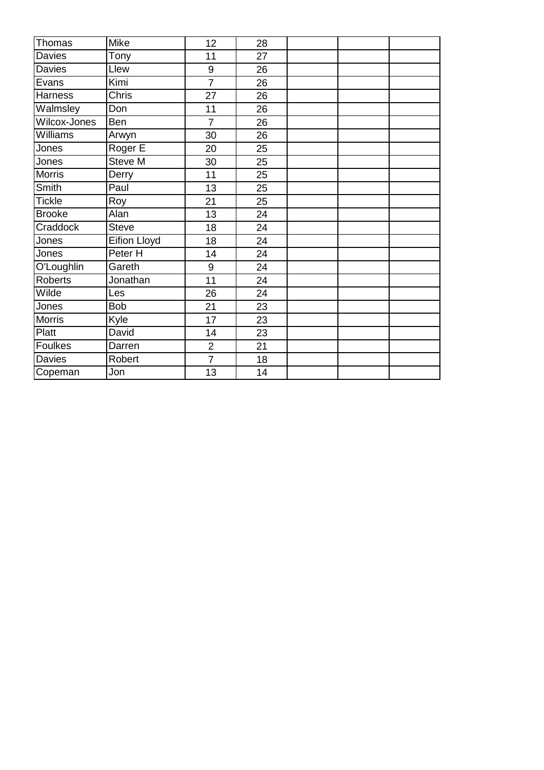| | | | | | | |
|---|---|---|---|---|---|---|
| Thomas | Mike | 12 | 28 | | | |
| Davies | Tony | 11 | 27 | | | |
| Davies | Llew | 9 | 26 | | | |
| Evans | Kimi | 7 | 26 | | | |
| Harness | Chris | 27 | 26 | | | |
| Walmsley | Don | 11 | 26 | | | |
| Wilcox-Jones | Ben | 7 | 26 | | | |
| Williams | Arwyn | 30 | 26 | | | |
| Jones | Roger E | 20 | 25 | | | |
| Jones | Steve M | 30 | 25 | | | |
| Morris | Derry | 11 | 25 | | | |
| Smith | Paul | 13 | 25 | | | |
| Tickle | Roy | 21 | 25 | | | |
| Brooke | Alan | 13 | 24 | | | |
| Craddock | Steve | 18 | 24 | | | |
| Jones | Eifion Lloyd | 18 | 24 | | | |
| Jones | Peter H | 14 | 24 | | | |
| O'Loughlin | Gareth | 9 | 24 | | | |
| Roberts | Jonathan | 11 | 24 | | | |
| Wilde | Les | 26 | 24 | | | |
| Jones | Bob | 21 | 23 | | | |
| Morris | Kyle | 17 | 23 | | | |
| Platt | David | 14 | 23 | | | |
| Foulkes | Darren | 2 | 21 | | | |
| Davies | Robert | 7 | 18 | | | |
| Copeman | Jon | 13 | 14 | | | |